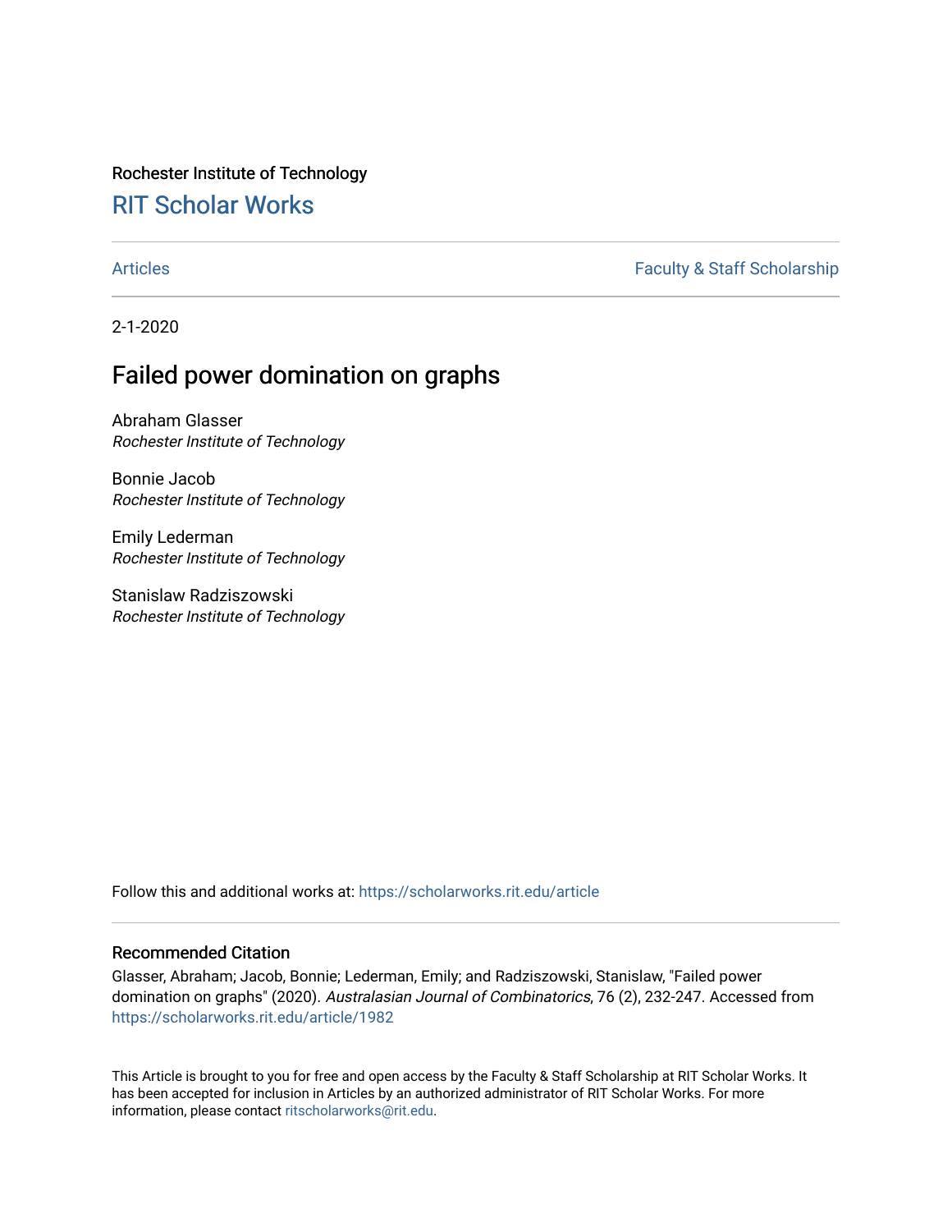Rochester Institute of Technology

## RIT Scholar Works

Articles | Faculty & Staff Scholarship

2-1-2020

# Failed power domination on graphs

Abraham Glasser
*Rochester Institute of Technology*

Bonnie Jacob
*Rochester Institute of Technology*

Emily Lederman
*Rochester Institute of Technology*

Stanislaw Radziszowski
*Rochester Institute of Technology*

Follow this and additional works at: https://scholarworks.rit.edu/article

### Recommended Citation

Glasser, Abraham; Jacob, Bonnie; Lederman, Emily; and Radziszowski, Stanislaw, "Failed power domination on graphs" (2020). *Australasian Journal of Combinatorics*, 76 (2), 232-247. Accessed from https://scholarworks.rit.edu/article/1982

This Article is brought to you for free and open access by the Faculty & Staff Scholarship at RIT Scholar Works. It has been accepted for inclusion in Articles by an authorized administrator of RIT Scholar Works. For more information, please contact ritscholarworks@rit.edu.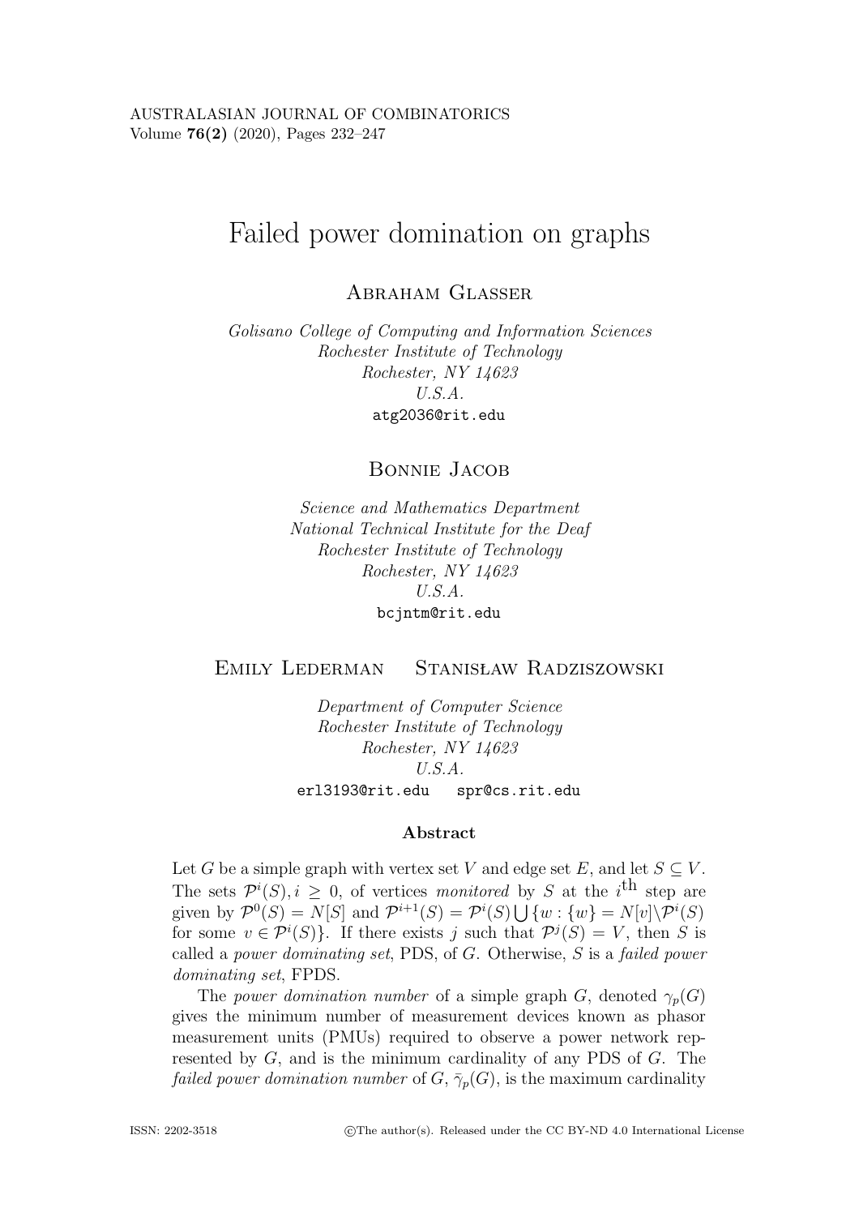AUSTRALASIAN JOURNAL OF COMBINATORICS
Volume **76(2)** (2020), Pages 232–247

# Failed power domination on graphs

Abraham Glasser

*Golisano College of Computing and Information Sciences*
*Rochester Institute of Technology*
*Rochester, NY 14623*
*U.S.A.*
atg2036@rit.edu

Bonnie Jacob

*Science and Mathematics Department*
*National Technical Institute for the Deaf*
*Rochester Institute of Technology*
*Rochester, NY 14623*
*U.S.A.*
bcjntm@rit.edu

Emily Lederman    Stanisław Radziszowski

*Department of Computer Science*
*Rochester Institute of Technology*
*Rochester, NY 14623*
*U.S.A.*
erl3193@rit.edu    spr@cs.rit.edu

## Abstract

Let $G$ be a simple graph with vertex set $V$ and edge set $E$, and let $S \subseteq V$. The sets $\mathcal{P}^i(S), i \geq 0$, of vertices *monitored* by $S$ at the $i^{\text{th}}$ step are given by $\mathcal{P}^0(S) = N[S]$ and $\mathcal{P}^{i+1}(S) = \mathcal{P}^i(S) \bigcup \{w : \{w\} = N[v] \backslash \mathcal{P}^i(S)$ for some $v \in \mathcal{P}^i(S)\}$. If there exists $j$ such that $\mathcal{P}^j(S) = V$, then $S$ is called a *power dominating set*, PDS, of $G$. Otherwise, $S$ is a *failed power dominating set*, FPDS.

The *power domination number* of a simple graph $G$, denoted $\gamma_p(G)$ gives the minimum number of measurement devices known as phasor measurement units (PMUs) required to observe a power network represented by $G$, and is the minimum cardinality of any PDS of $G$. The *failed power domination number* of $G$, $\bar{\gamma}_p(G)$, is the maximum cardinality

ISSN: 2202-3518    ©The author(s). Released under the CC BY-ND 4.0 International License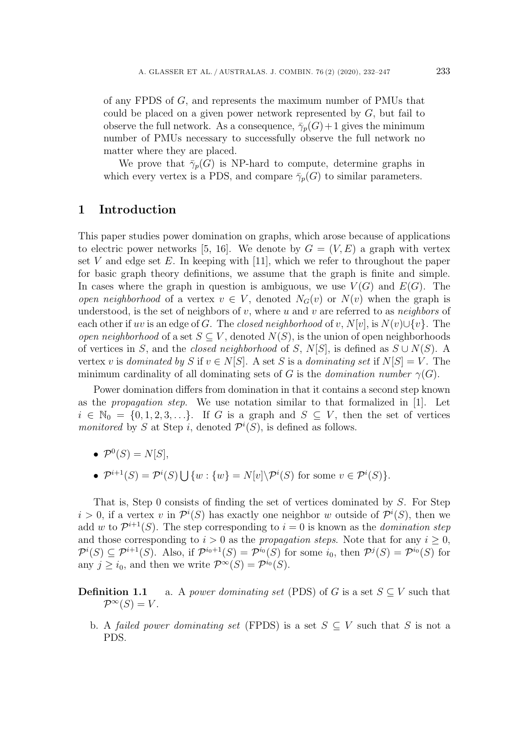of any FPDS of $G$, and represents the maximum number of PMUs that could be placed on a given power network represented by $G$, but fail to observe the full network. As a consequence, $\bar{\gamma}_p(G)+1$ gives the minimum number of PMUs necessary to successfully observe the full network no matter where they are placed.

We prove that $\bar{\gamma}_p(G)$ is NP-hard to compute, determine graphs in which every vertex is a PDS, and compare $\bar{\gamma}_p(G)$ to similar parameters.

## 1 Introduction

This paper studies power domination on graphs, which arose because of applications to electric power networks [5, 16]. We denote by $G = (V, E)$ a graph with vertex set $V$ and edge set $E$. In keeping with [11], which we refer to throughout the paper for basic graph theory definitions, we assume that the graph is finite and simple. In cases where the graph in question is ambiguous, we use $V(G)$ and $E(G)$. The *open neighborhood* of a vertex $v \in V$, denoted $N_G(v)$ or $N(v)$ when the graph is understood, is the set of neighbors of $v$, where $u$ and $v$ are referred to as *neighbors* of each other if $uv$ is an edge of $G$. The *closed neighborhood* of $v$, $N[v]$, is $N(v) \cup \{v\}$. The *open neighborhood* of a set $S \subseteq V$, denoted $N(S)$, is the union of open neighborhoods of vertices in $S$, and the *closed neighborhood* of $S$, $N[S]$, is defined as $S \cup N(S)$. A vertex $v$ is *dominated by* $S$ if $v \in N[S]$. A set $S$ is a *dominating set* if $N[S] = V$. The minimum cardinality of all dominating sets of $G$ is the *domination number* $\gamma(G)$.

Power domination differs from domination in that it contains a second step known as the *propagation step*. We use notation similar to that formalized in [1]. Let $i \in \mathbb{N}_0 = \{0, 1, 2, 3, \ldots\}$. If $G$ is a graph and $S \subseteq V$, then the set of vertices *monitored* by $S$ at Step $i$, denoted $\mathcal{P}^i(S)$, is defined as follows.

- $\mathcal{P}^0(S) = N[S]$,
- $\mathcal{P}^{i+1}(S) = \mathcal{P}^i(S) \bigcup \{w : \{w\} = N[v] \backslash \mathcal{P}^i(S) \text{ for some } v \in \mathcal{P}^i(S)\}$.

That is, Step 0 consists of finding the set of vertices dominated by $S$. For Step $i > 0$, if a vertex $v$ in $\mathcal{P}^i(S)$ has exactly one neighbor $w$ outside of $\mathcal{P}^i(S)$, then we add $w$ to $\mathcal{P}^{i+1}(S)$. The step corresponding to $i = 0$ is known as the *domination step* and those corresponding to $i > 0$ as the *propagation steps*. Note that for any $i \geq 0$, $\mathcal{P}^i(S) \subseteq \mathcal{P}^{i+1}(S)$. Also, if $\mathcal{P}^{i_0+1}(S) = \mathcal{P}^{i_0}(S)$ for some $i_0$, then $\mathcal{P}^j(S) = \mathcal{P}^{i_0}(S)$ for any $j \geq i_0$, and then we write $\mathcal{P}^\infty(S) = \mathcal{P}^{i_0}(S)$.

**Definition 1.1** a. A *power dominating set* (PDS) of $G$ is a set $S \subseteq V$ such that $\mathcal{P}^\infty(S) = V$.

b. A *failed power dominating set* (FPDS) is a set $S \subseteq V$ such that $S$ is not a PDS.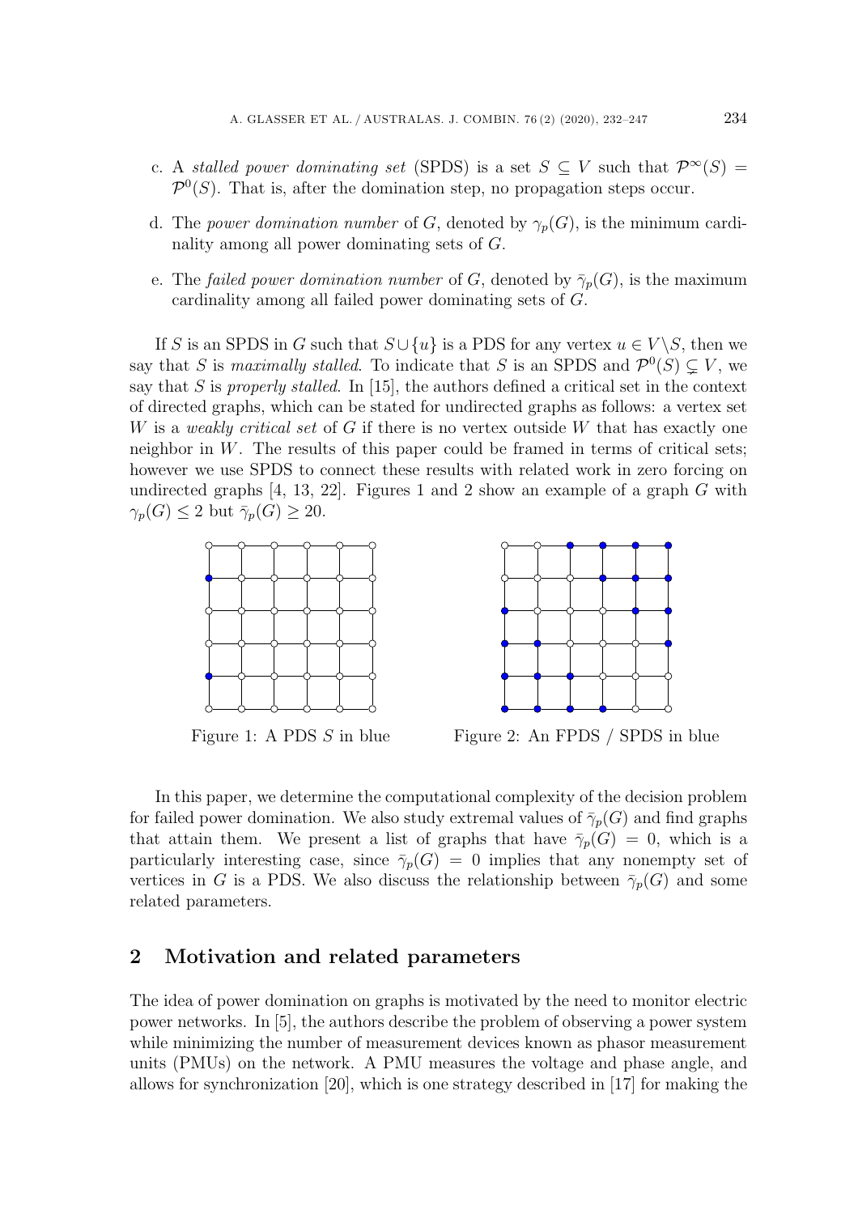c. A *stalled power dominating set* (SPDS) is a set $S \subseteq V$ such that $\mathcal{P}^{\infty}(S) = \mathcal{P}^{0}(S)$. That is, after the domination step, no propagation steps occur.

d. The *power domination number* of $G$, denoted by $\gamma_p(G)$, is the minimum cardinality among all power dominating sets of $G$.

e. The *failed power domination number* of $G$, denoted by $\bar{\gamma}_p(G)$, is the maximum cardinality among all failed power dominating sets of $G$.

If $S$ is an SPDS in $G$ such that $S \cup \{u\}$ is a PDS for any vertex $u \in V \setminus S$, then we say that $S$ is *maximally stalled*. To indicate that $S$ is an SPDS and $\mathcal{P}^{0}(S) \subsetneq V$, we say that $S$ is *properly stalled*. In [15], the authors defined a critical set in the context of directed graphs, which can be stated for undirected graphs as follows: a vertex set $W$ is a *weakly critical set* of $G$ if there is no vertex outside $W$ that has exactly one neighbor in $W$. The results of this paper could be framed in terms of critical sets; however we use SPDS to connect these results with related work in zero forcing on undirected graphs [4, 13, 22]. Figures 1 and 2 show an example of a graph $G$ with $\gamma_p(G) \leq 2$ but $\bar{\gamma}_p(G) \geq 20$.

Figure 1: A PDS $S$ in blue

Figure 2: An FPDS / SPDS in blue

In this paper, we determine the computational complexity of the decision problem for failed power domination. We also study extremal values of $\bar{\gamma}_p(G)$ and find graphs that attain them. We present a list of graphs that have $\bar{\gamma}_p(G) = 0$, which is a particularly interesting case, since $\bar{\gamma}_p(G) = 0$ implies that any nonempty set of vertices in $G$ is a PDS. We also discuss the relationship between $\bar{\gamma}_p(G)$ and some related parameters.

## 2 Motivation and related parameters

The idea of power domination on graphs is motivated by the need to monitor electric power networks. In [5], the authors describe the problem of observing a power system while minimizing the number of measurement devices known as phasor measurement units (PMUs) on the network. A PMU measures the voltage and phase angle, and allows for synchronization [20], which is one strategy described in [17] for making the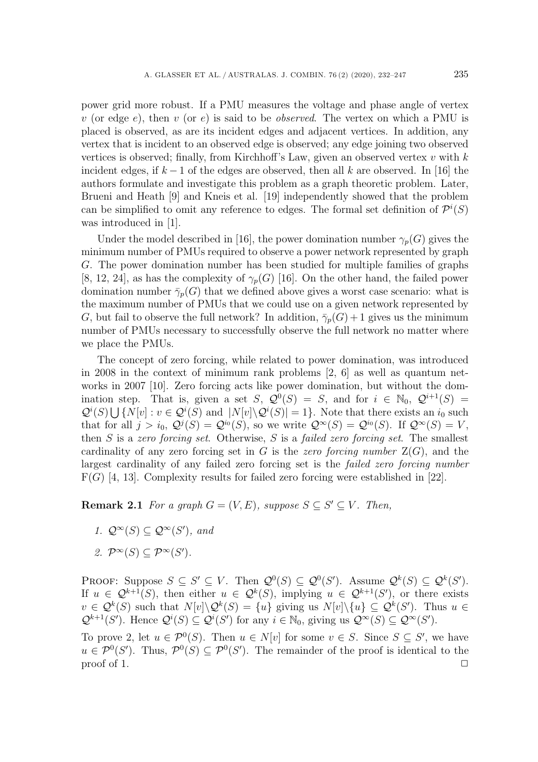power grid more robust. If a PMU measures the voltage and phase angle of vertex $v$ (or edge $e$), then $v$ (or $e$) is said to be *observed*. The vertex on which a PMU is placed is observed, as are its incident edges and adjacent vertices. In addition, any vertex that is incident to an observed edge is observed; any edge joining two observed vertices is observed; finally, from Kirchhoff's Law, given an observed vertex $v$ with $k$ incident edges, if $k-1$ of the edges are observed, then all $k$ are observed. In [16] the authors formulate and investigate this problem as a graph theoretic problem. Later, Brueni and Heath [9] and Kneis et al. [19] independently showed that the problem can be simplified to omit any reference to edges. The formal set definition of $\mathcal{P}^i(S)$ was introduced in [1].

Under the model described in [16], the power domination number $\gamma_p(G)$ gives the minimum number of PMUs required to observe a power network represented by graph $G$. The power domination number has been studied for multiple families of graphs [8, 12, 24], as has the complexity of $\gamma_p(G)$ [16]. On the other hand, the failed power domination number $\bar{\gamma}_p(G)$ that we defined above gives a worst case scenario: what is the maximum number of PMUs that we could use on a given network represented by $G$, but fail to observe the full network? In addition, $\bar{\gamma}_p(G)+1$ gives us the minimum number of PMUs necessary to successfully observe the full network no matter where we place the PMUs.

The concept of zero forcing, while related to power domination, was introduced in 2008 in the context of minimum rank problems [2, 6] as well as quantum networks in 2007 [10]. Zero forcing acts like power domination, but without the domination step. That is, given a set $S$, $\mathcal{Q}^0(S) = S$, and for $i \in \mathbb{N}_0$, $\mathcal{Q}^{i+1}(S) = \mathcal{Q}^i(S) \bigcup \{N[v] : v \in \mathcal{Q}^i(S) \text{ and } |N[v] \backslash \mathcal{Q}^i(S)| = 1\}$. Note that there exists an $i_0$ such that for all $j > i_0$, $\mathcal{Q}^j(S) = \mathcal{Q}^{i_0}(S)$, so we write $\mathcal{Q}^\infty(S) = \mathcal{Q}^{i_0}(S)$. If $\mathcal{Q}^\infty(S) = V$, then $S$ is a *zero forcing set*. Otherwise, $S$ is a *failed zero forcing set*. The smallest cardinality of any zero forcing set in $G$ is the *zero forcing number* $\mathrm{Z}(G)$, and the largest cardinality of any failed zero forcing set is the *failed zero forcing number* $\mathrm{F}(G)$ [4, 13]. Complexity results for failed zero forcing were established in [22].

**Remark 2.1** *For a graph $G = (V, E)$, suppose $S \subseteq S' \subseteq V$. Then,*

1. *$\mathcal{Q}^\infty(S) \subseteq \mathcal{Q}^\infty(S')$, and*
2. *$\mathcal{P}^\infty(S) \subseteq \mathcal{P}^\infty(S')$.*

Proof: Suppose $S \subseteq S' \subseteq V$. Then $\mathcal{Q}^0(S) \subseteq \mathcal{Q}^0(S')$. Assume $\mathcal{Q}^k(S) \subseteq \mathcal{Q}^k(S')$. If $u \in \mathcal{Q}^{k+1}(S)$, then either $u \in \mathcal{Q}^k(S)$, implying $u \in \mathcal{Q}^{k+1}(S')$, or there exists $v \in \mathcal{Q}^k(S)$ such that $N[v] \backslash \mathcal{Q}^k(S) = \{u\}$ giving us $N[v] \backslash \{u\} \subseteq \mathcal{Q}^k(S')$. Thus $u \in \mathcal{Q}^{k+1}(S')$. Hence $\mathcal{Q}^i(S) \subseteq \mathcal{Q}^i(S')$ for any $i \in \mathbb{N}_0$, giving us $\mathcal{Q}^\infty(S) \subseteq \mathcal{Q}^\infty(S')$.

To prove 2, let $u \in \mathcal{P}^0(S)$. Then $u \in N[v]$ for some $v \in S$. Since $S \subseteq S'$, we have $u \in \mathcal{P}^0(S')$. Thus, $\mathcal{P}^0(S) \subseteq \mathcal{P}^0(S')$. The remainder of the proof is identical to the proof of 1. □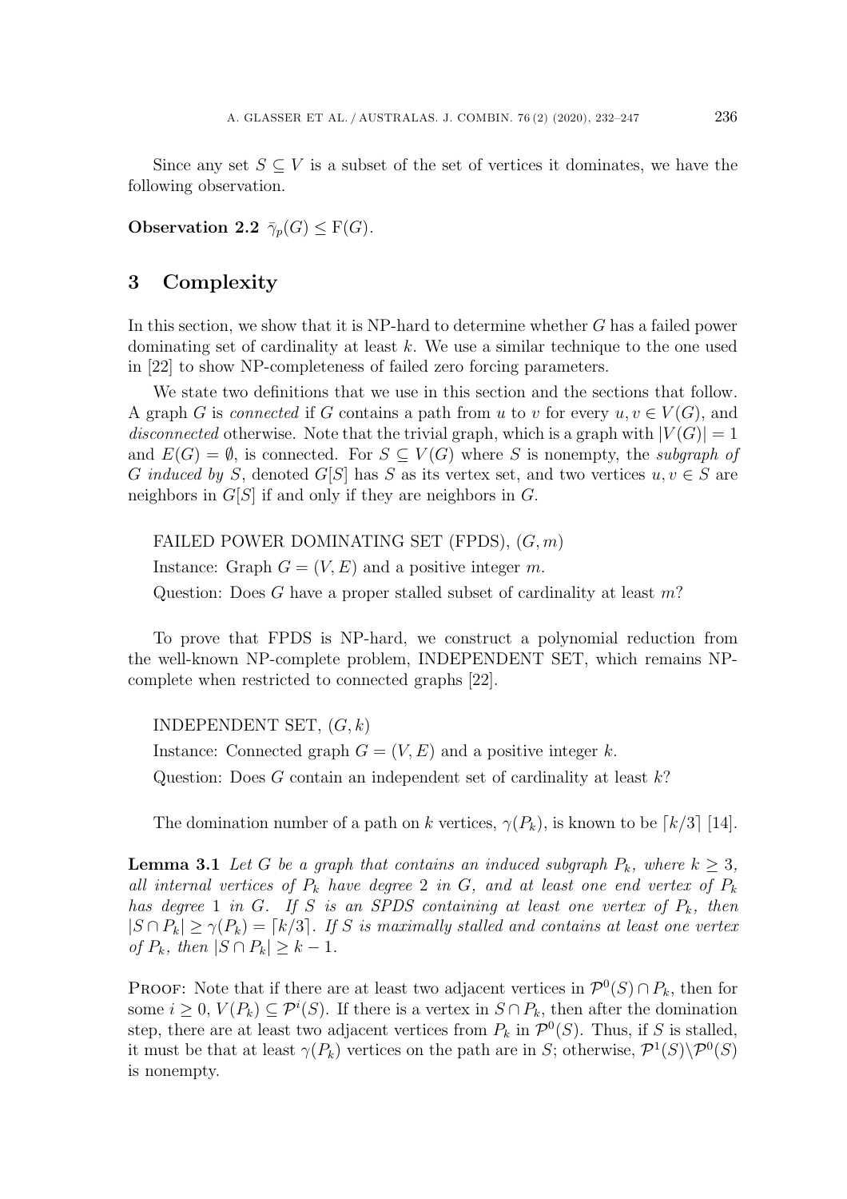Since any set $S \subseteq V$ is a subset of the set of vertices it dominates, we have the following observation.

**Observation 2.2** $\bar{\gamma}_p(G) \leq \mathrm{F}(G)$.

## 3 Complexity

In this section, we show that it is NP-hard to determine whether $G$ has a failed power dominating set of cardinality at least $k$. We use a similar technique to the one used in [22] to show NP-completeness of failed zero forcing parameters.

We state two definitions that we use in this section and the sections that follow. A graph $G$ is *connected* if $G$ contains a path from $u$ to $v$ for every $u, v \in V(G)$, and *disconnected* otherwise. Note that the trivial graph, which is a graph with $|V(G)| = 1$ and $E(G) = \emptyset$, is connected. For $S \subseteq V(G)$ where $S$ is nonempty, the *subgraph of $G$ induced by $S$*, denoted $G[S]$ has $S$ as its vertex set, and two vertices $u, v \in S$ are neighbors in $G[S]$ if and only if they are neighbors in $G$.

FAILED POWER DOMINATING SET (FPDS), $(G, m)$

Instance: Graph $G = (V, E)$ and a positive integer $m$.

Question: Does $G$ have a proper stalled subset of cardinality at least $m$?

To prove that FPDS is NP-hard, we construct a polynomial reduction from the well-known NP-complete problem, INDEPENDENT SET, which remains NP-complete when restricted to connected graphs [22].

INDEPENDENT SET, $(G, k)$

Instance: Connected graph $G = (V, E)$ and a positive integer $k$.

Question: Does $G$ contain an independent set of cardinality at least $k$?

The domination number of a path on $k$ vertices, $\gamma(P_k)$, is known to be $\lceil k/3 \rceil$ [14].

**Lemma 3.1** *Let $G$ be a graph that contains an induced subgraph $P_k$, where $k \geq 3$, all internal vertices of $P_k$ have degree 2 in $G$, and at least one end vertex of $P_k$ has degree 1 in $G$. If $S$ is an SPDS containing at least one vertex of $P_k$, then $|S \cap P_k| \geq \gamma(P_k) = \lceil k/3 \rceil$. If $S$ is maximally stalled and contains at least one vertex of $P_k$, then $|S \cap P_k| \geq k - 1$.*

PROOF: Note that if there are at least two adjacent vertices in $\mathcal{P}^0(S) \cap P_k$, then for some $i \geq 0$, $V(P_k) \subseteq \mathcal{P}^i(S)$. If there is a vertex in $S \cap P_k$, then after the domination step, there are at least two adjacent vertices from $P_k$ in $\mathcal{P}^0(S)$. Thus, if $S$ is stalled, it must be that at least $\gamma(P_k)$ vertices on the path are in $S$; otherwise, $\mathcal{P}^1(S) \setminus \mathcal{P}^0(S)$ is nonempty.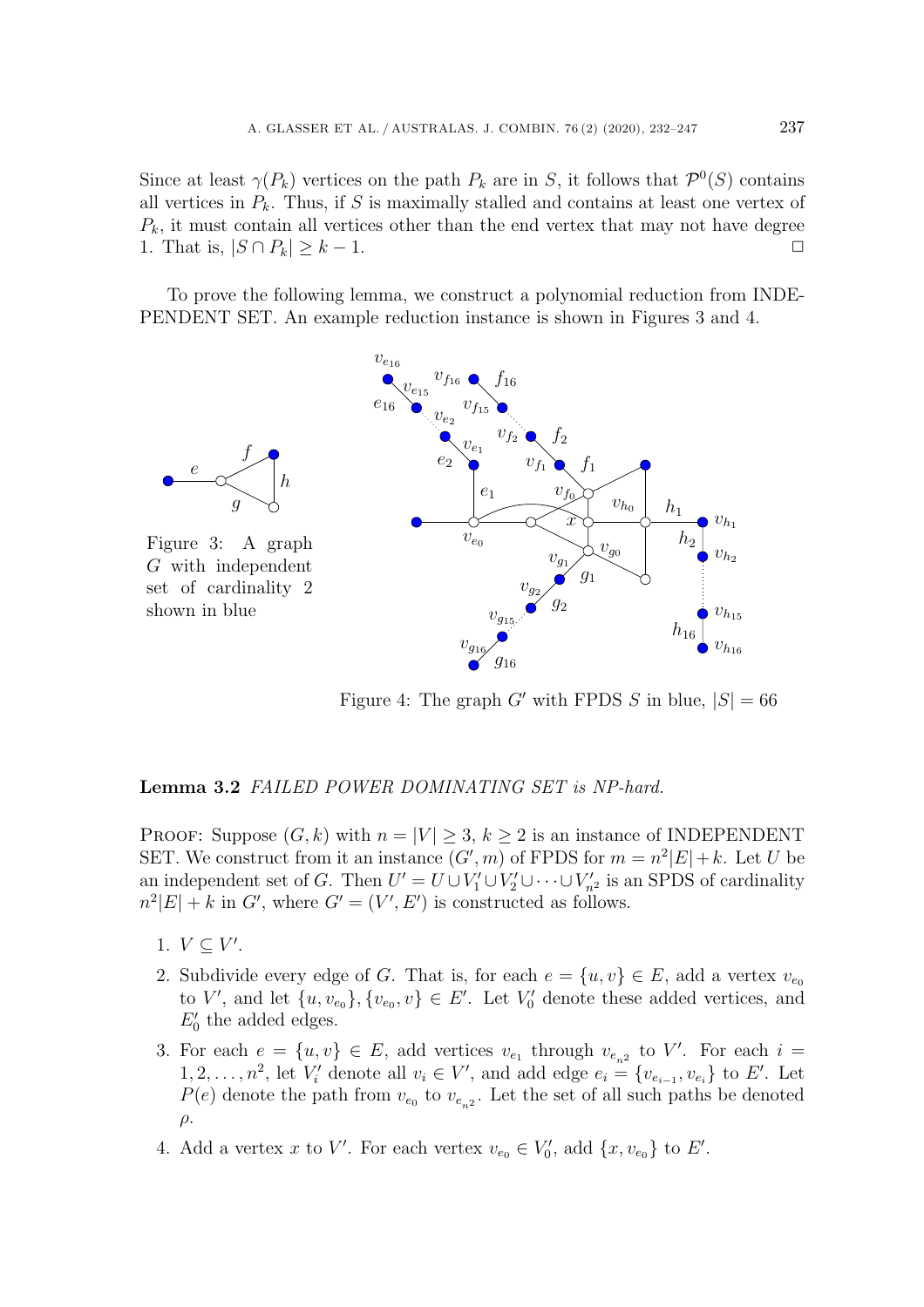Since at least $\gamma(P_k)$ vertices on the path $P_k$ are in $S$, it follows that $\mathcal{P}^0(S)$ contains all vertices in $P_k$. Thus, if $S$ is maximally stalled and contains at least one vertex of $P_k$, it must contain all vertices other than the end vertex that may not have degree 1. That is, $|S \cap P_k| \geq k - 1$. □

To prove the following lemma, we construct a polynomial reduction from INDEPENDENT SET. An example reduction instance is shown in Figures 3 and 4.

Figure 3: A graph $G$ with independent set of cardinality 2 shown in blue

Figure 4: The graph $G'$ with FPDS $S$ in blue, $|S| = 66$

**Lemma 3.2** *FAILED POWER DOMINATING SET is NP-hard.*

PROOF: Suppose $(G, k)$ with $n = |V| \geq 3$, $k \geq 2$ is an instance of INDEPENDENT SET. We construct from it an instance $(G', m)$ of FPDS for $m = n^2|E| + k$. Let $U$ be an independent set of $G$. Then $U' = U \cup V_1' \cup V_2' \cup \cdots \cup V_{n^2}'$ is an SPDS of cardinality $n^2|E| + k$ in $G'$, where $G' = (V', E')$ is constructed as follows.

1. $V \subseteq V'$.
2. Subdivide every edge of $G$. That is, for each $e = \{u, v\} \in E$, add a vertex $v_{e_0}$ to $V'$, and let $\{u, v_{e_0}\}, \{v_{e_0}, v\} \in E'$. Let $V_0'$ denote these added vertices, and $E_0'$ the added edges.
3. For each $e = \{u, v\} \in E$, add vertices $v_{e_1}$ through $v_{e_{n^2}}$ to $V'$. For each $i = 1, 2, \ldots, n^2$, let $V_i'$ denote all $v_i \in V'$, and add edge $e_i = \{v_{e_{i-1}}, v_{e_i}\}$ to $E'$. Let $P(e)$ denote the path from $v_{e_0}$ to $v_{e_{n^2}}$. Let the set of all such paths be denoted $\rho$.
4. Add a vertex $x$ to $V'$. For each vertex $v_{e_0} \in V_0'$, add $\{x, v_{e_0}\}$ to $E'$.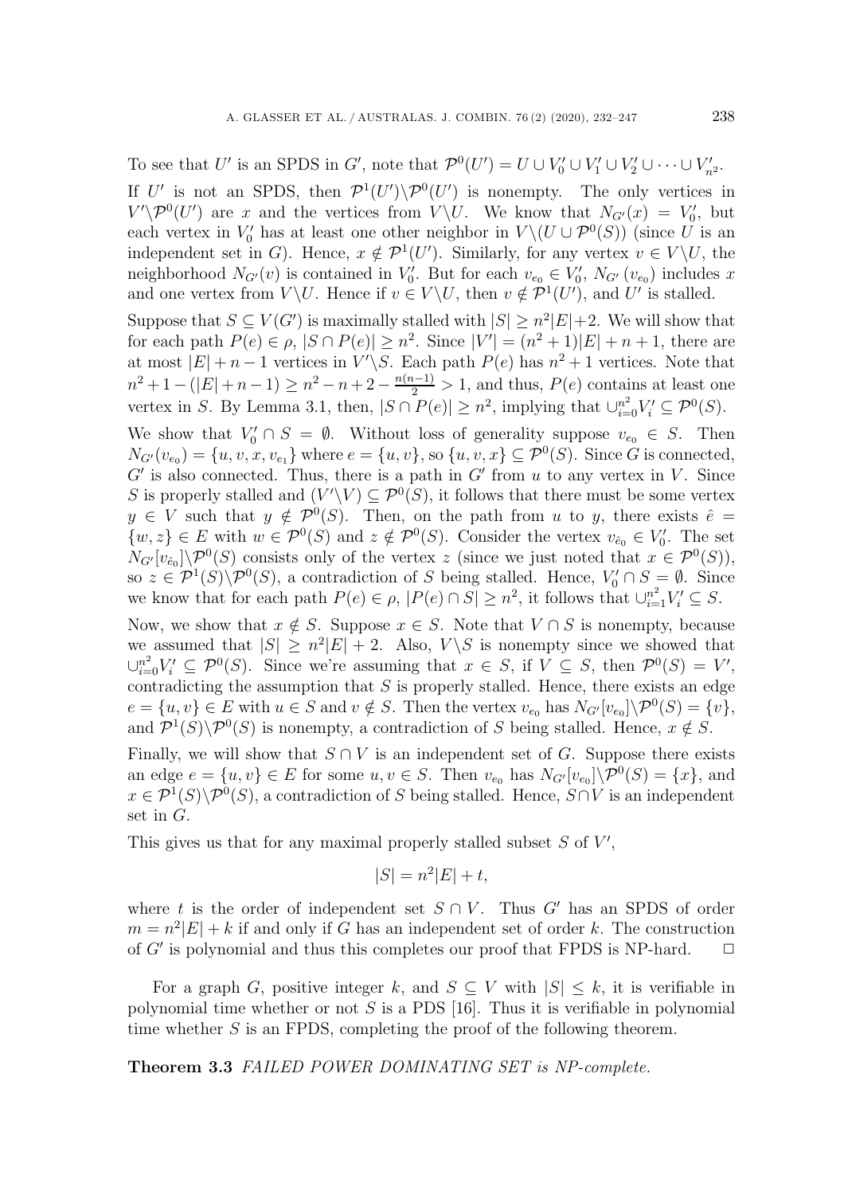To see that $U'$ is an SPDS in $G'$, note that $\mathcal{P}^0(U') = U \cup V_0' \cup V_1' \cup V_2' \cup \cdots \cup V_{n^2}'$. If $U'$ is not an SPDS, then $\mathcal{P}^1(U') \backslash \mathcal{P}^0(U')$ is nonempty. The only vertices in $V' \backslash \mathcal{P}^0(U')$ are $x$ and the vertices from $V \backslash U$. We know that $N_{G'}(x) = V_0'$, but each vertex in $V_0'$ has at least one other neighbor in $V \backslash (U \cup \mathcal{P}^0(S))$ (since $U$ is an independent set in $G$). Hence, $x \notin \mathcal{P}^1(U')$. Similarly, for any vertex $v \in V \backslash U$, the neighborhood $N_{G'}(v)$ is contained in $V_0'$. But for each $v_{e_0} \in V_0'$, $N_{G'}(v_{e_0})$ includes $x$ and one vertex from $V \backslash U$. Hence if $v \in V \backslash U$, then $v \notin \mathcal{P}^1(U')$, and $U'$ is stalled.

Suppose that $S \subseteq V(G')$ is maximally stalled with $|S| \geq n^2|E|+2$. We will show that for each path $P(e) \in \rho$, $|S \cap P(e)| \geq n^2$. Since $|V'| = (n^2+1)|E| + n + 1$, there are at most $|E| + n - 1$ vertices in $V' \backslash S$. Each path $P(e)$ has $n^2 + 1$ vertices. Note that $n^2 + 1 - (|E| + n - 1) \geq n^2 - n + 2 - \frac{n(n-1)}{2} > 1$, and thus, $P(e)$ contains at least one vertex in $S$. By Lemma 3.1, then, $|S \cap P(e)| \geq n^2$, implying that $\cup_{i=0}^{n^2} V_i' \subseteq \mathcal{P}^0(S)$.

We show that $V_0' \cap S = \emptyset$. Without loss of generality suppose $v_{e_0} \in S$. Then $N_{G'}(v_{e_0}) = \{u, v, x, v_{e_1}\}$ where $e = \{u, v\}$, so $\{u, v, x\} \subseteq \mathcal{P}^0(S)$. Since $G$ is connected, $G'$ is also connected. Thus, there is a path in $G'$ from $u$ to any vertex in $V$. Since $S$ is properly stalled and $(V' \backslash V) \subseteq \mathcal{P}^0(S)$, it follows that there must be some vertex $y \in V$ such that $y \notin \mathcal{P}^0(S)$. Then, on the path from $u$ to $y$, there exists $\hat{e} = \{w, z\} \in E$ with $w \in \mathcal{P}^0(S)$ and $z \notin \mathcal{P}^0(S)$. Consider the vertex $v_{\hat{e}_0} \in V_0'$. The set $N_{G'}[v_{\hat{e}_0}] \backslash \mathcal{P}^0(S)$ consists only of the vertex $z$ (since we just noted that $x \in \mathcal{P}^0(S)$), so $z \in \mathcal{P}^1(S) \backslash \mathcal{P}^0(S)$, a contradiction of $S$ being stalled. Hence, $V_0' \cap S = \emptyset$. Since we know that for each path $P(e) \in \rho$, $|P(e) \cap S| \geq n^2$, it follows that $\cup_{i=1}^{n^2} V_i' \subseteq S$.

Now, we show that $x \notin S$. Suppose $x \in S$. Note that $V \cap S$ is nonempty, because we assumed that $|S| \geq n^2|E| + 2$. Also, $V \backslash S$ is nonempty since we showed that $\cup_{i=0}^{n^2} V_i' \subseteq \mathcal{P}^0(S)$. Since we're assuming that $x \in S$, if $V \subseteq S$, then $\mathcal{P}^0(S) = V'$, contradicting the assumption that $S$ is properly stalled. Hence, there exists an edge $e = \{u, v\} \in E$ with $u \in S$ and $v \notin S$. Then the vertex $v_{e_0}$ has $N_{G'}[v_{e_0}] \backslash \mathcal{P}^0(S) = \{v\}$, and $\mathcal{P}^1(S) \backslash \mathcal{P}^0(S)$ is nonempty, a contradiction of $S$ being stalled. Hence, $x \notin S$.

Finally, we will show that $S \cap V$ is an independent set of $G$. Suppose there exists an edge $e = \{u, v\} \in E$ for some $u, v \in S$. Then $v_{e_0}$ has $N_{G'}[v_{e_0}] \backslash \mathcal{P}^0(S) = \{x\}$, and $x \in \mathcal{P}^1(S) \backslash \mathcal{P}^0(S)$, a contradiction of $S$ being stalled. Hence, $S \cap V$ is an independent set in $G$.

This gives us that for any maximal properly stalled subset $S$ of $V'$,

$$|S| = n^2|E| + t,$$

where $t$ is the order of independent set $S \cap V$. Thus $G'$ has an SPDS of order $m = n^2|E| + k$ if and only if $G$ has an independent set of order $k$. The construction of $G'$ is polynomial and thus this completes our proof that FPDS is NP-hard. $\Box$

For a graph $G$, positive integer $k$, and $S \subseteq V$ with $|S| \leq k$, it is verifiable in polynomial time whether or not $S$ is a PDS [16]. Thus it is verifiable in polynomial time whether $S$ is an FPDS, completing the proof of the following theorem.

**Theorem 3.3** *FAILED POWER DOMINATING SET is NP-complete.*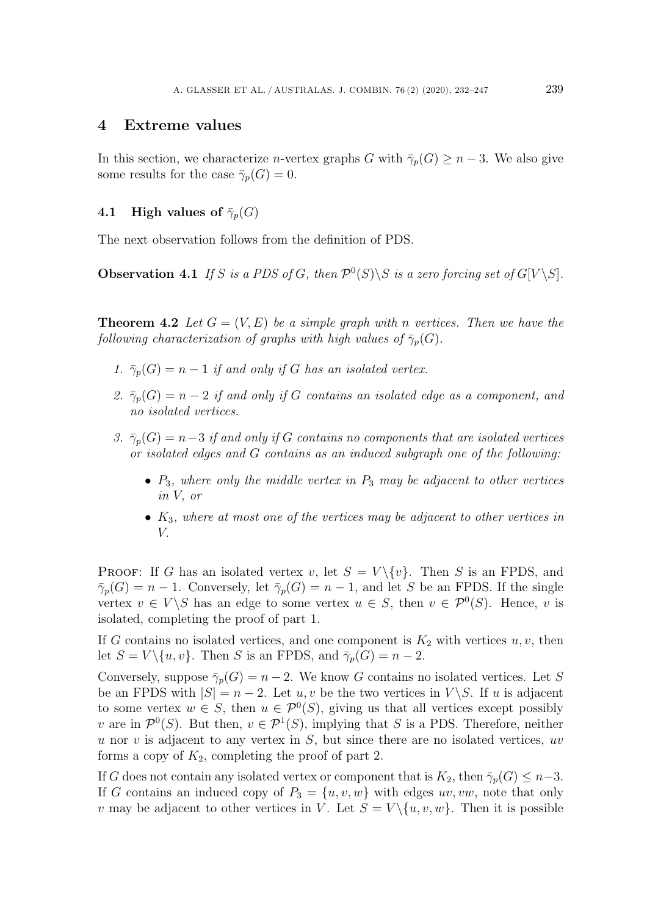## 4 Extreme values

In this section, we characterize $n$-vertex graphs $G$ with $\bar{\gamma}_p(G) \geq n-3$. We also give some results for the case $\bar{\gamma}_p(G) = 0$.

### 4.1 High values of $\bar{\gamma}_p(G)$

The next observation follows from the definition of PDS.

**Observation 4.1** *If $S$ is a PDS of $G$, then $\mathcal{P}^0(S)\backslash S$ is a zero forcing set of $G[V\backslash S]$.*

**Theorem 4.2** *Let $G = (V, E)$ be a simple graph with $n$ vertices. Then we have the following characterization of graphs with high values of $\bar{\gamma}_p(G)$.*

1. *$\bar{\gamma}_p(G) = n-1$ if and only if $G$ has an isolated vertex.*
2. *$\bar{\gamma}_p(G) = n-2$ if and only if $G$ contains an isolated edge as a component, and no isolated vertices.*
3. *$\bar{\gamma}_p(G) = n-3$ if and only if $G$ contains no components that are isolated vertices or isolated edges and $G$ contains as an induced subgraph one of the following:*
   - *$P_3$, where only the middle vertex in $P_3$ may be adjacent to other vertices in $V$, or*
   - *$K_3$, where at most one of the vertices may be adjacent to other vertices in $V$.*

Proof: If $G$ has an isolated vertex $v$, let $S = V\backslash\{v\}$. Then $S$ is an FPDS, and $\bar{\gamma}_p(G) = n-1$. Conversely, let $\bar{\gamma}_p(G) = n-1$, and let $S$ be an FPDS. If the single vertex $v \in V\backslash S$ has an edge to some vertex $u \in S$, then $v \in \mathcal{P}^0(S)$. Hence, $v$ is isolated, completing the proof of part 1.

If $G$ contains no isolated vertices, and one component is $K_2$ with vertices $u, v$, then let $S = V\backslash\{u, v\}$. Then $S$ is an FPDS, and $\bar{\gamma}_p(G) = n-2$.

Conversely, suppose $\bar{\gamma}_p(G) = n-2$. We know $G$ contains no isolated vertices. Let $S$ be an FPDS with $|S| = n-2$. Let $u, v$ be the two vertices in $V\backslash S$. If $u$ is adjacent to some vertex $w \in S$, then $u \in \mathcal{P}^0(S)$, giving us that all vertices except possibly $v$ are in $\mathcal{P}^0(S)$. But then, $v \in \mathcal{P}^1(S)$, implying that $S$ is a PDS. Therefore, neither $u$ nor $v$ is adjacent to any vertex in $S$, but since there are no isolated vertices, $uv$ forms a copy of $K_2$, completing the proof of part 2.

If $G$ does not contain any isolated vertex or component that is $K_2$, then $\bar{\gamma}_p(G) \leq n-3$. If $G$ contains an induced copy of $P_3 = \{u, v, w\}$ with edges $uv, vw$, note that only $v$ may be adjacent to other vertices in $V$. Let $S = V\backslash\{u, v, w\}$. Then it is possible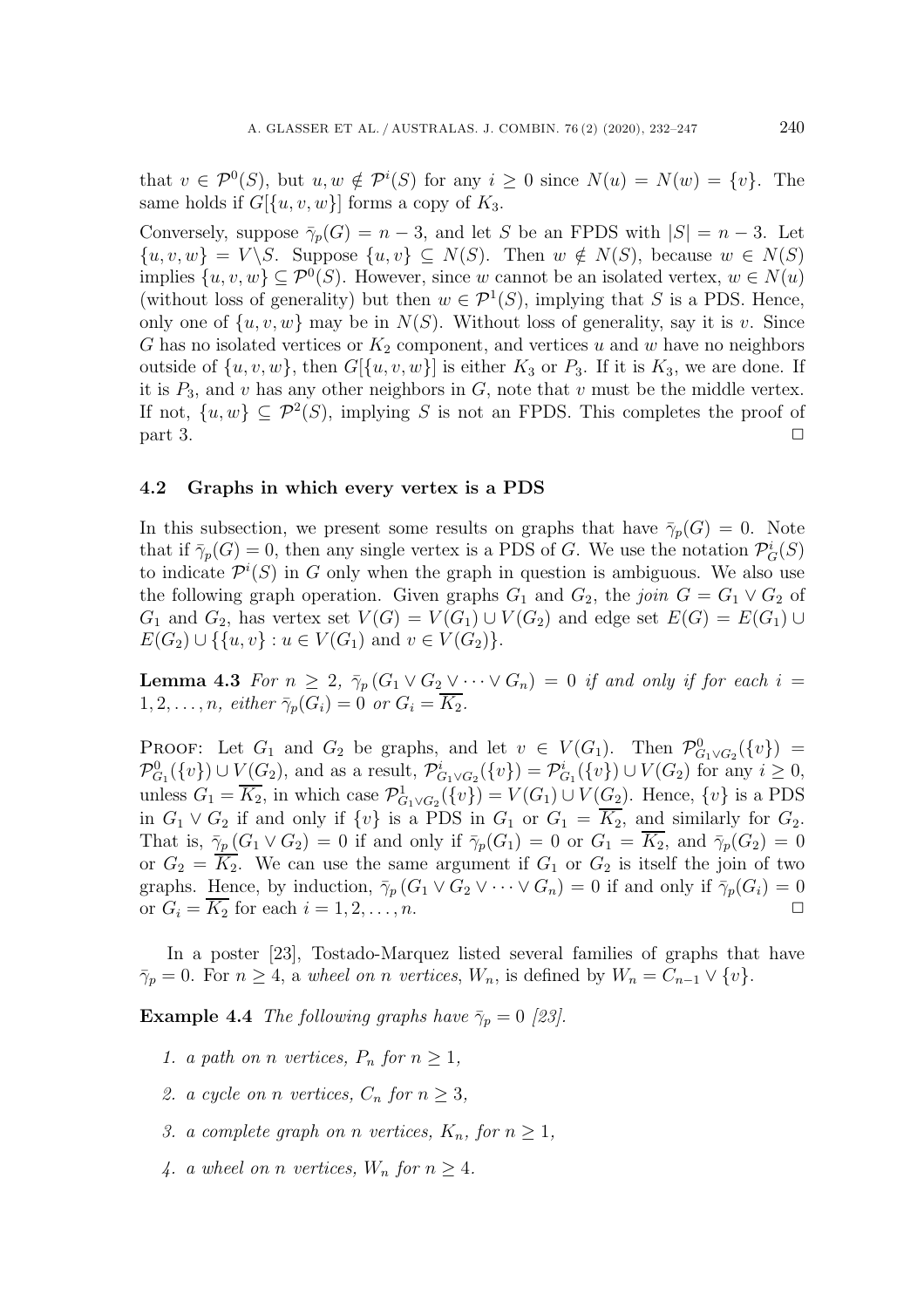that $v \in \mathcal{P}^0(S)$, but $u, w \notin \mathcal{P}^i(S)$ for any $i \geq 0$ since $N(u) = N(w) = \{v\}$. The same holds if $G[\{u, v, w\}]$ forms a copy of $K_3$.

Conversely, suppose $\bar{\gamma}_p(G) = n - 3$, and let $S$ be an FPDS with $|S| = n - 3$. Let $\{u, v, w\} = V \backslash S$. Suppose $\{u, v\} \subseteq N(S)$. Then $w \notin N(S)$, because $w \in N(S)$ implies $\{u, v, w\} \subseteq \mathcal{P}^0(S)$. However, since $w$ cannot be an isolated vertex, $w \in N(u)$ (without loss of generality) but then $w \in \mathcal{P}^1(S)$, implying that $S$ is a PDS. Hence, only one of $\{u, v, w\}$ may be in $N(S)$. Without loss of generality, say it is $v$. Since $G$ has no isolated vertices or $K_2$ component, and vertices $u$ and $w$ have no neighbors outside of $\{u, v, w\}$, then $G[\{u, v, w\}]$ is either $K_3$ or $P_3$. If it is $K_3$, we are done. If it is $P_3$, and $v$ has any other neighbors in $G$, note that $v$ must be the middle vertex. If not, $\{u, w\} \subseteq \mathcal{P}^2(S)$, implying $S$ is not an FPDS. This completes the proof of part 3. □

### 4.2 Graphs in which every vertex is a PDS

In this subsection, we present some results on graphs that have $\bar{\gamma}_p(G) = 0$. Note that if $\bar{\gamma}_p(G) = 0$, then any single vertex is a PDS of $G$. We use the notation $\mathcal{P}^i_G(S)$ to indicate $\mathcal{P}^i(S)$ in $G$ only when the graph in question is ambiguous. We also use the following graph operation. Given graphs $G_1$ and $G_2$, the *join* $G = G_1 \vee G_2$ of $G_1$ and $G_2$, has vertex set $V(G) = V(G_1) \cup V(G_2)$ and edge set $E(G) = E(G_1) \cup E(G_2) \cup \{\{u, v\} : u \in V(G_1) \text{ and } v \in V(G_2)\}$.

**Lemma 4.3** *For $n \geq 2$, $\bar{\gamma}_p(G_1 \vee G_2 \vee \cdots \vee G_n) = 0$ if and only if for each $i = 1, 2, \ldots, n$, either $\bar{\gamma}_p(G_i) = 0$ or $G_i = \overline{K_2}$.*

Proof: Let $G_1$ and $G_2$ be graphs, and let $v \in V(G_1)$. Then $\mathcal{P}^0_{G_1 \vee G_2}(\{v\}) = \mathcal{P}^0_{G_1}(\{v\}) \cup V(G_2)$, and as a result, $\mathcal{P}^i_{G_1 \vee G_2}(\{v\}) = \mathcal{P}^i_{G_1}(\{v\}) \cup V(G_2)$ for any $i \geq 0$, unless $G_1 = \overline{K_2}$, in which case $\mathcal{P}^1_{G_1 \vee G_2}(\{v\}) = V(G_1) \cup V(G_2)$. Hence, $\{v\}$ is a PDS in $G_1 \vee G_2$ if and only if $\{v\}$ is a PDS in $G_1$ or $G_1 = \overline{K_2}$, and similarly for $G_2$. That is, $\bar{\gamma}_p(G_1 \vee G_2) = 0$ if and only if $\bar{\gamma}_p(G_1) = 0$ or $G_1 = \overline{K_2}$, and $\bar{\gamma}_p(G_2) = 0$ or $G_2 = \overline{K_2}$. We can use the same argument if $G_1$ or $G_2$ is itself the join of two graphs. Hence, by induction, $\bar{\gamma}_p(G_1 \vee G_2 \vee \cdots \vee G_n) = 0$ if and only if $\bar{\gamma}_p(G_i) = 0$ or $G_i = \overline{K_2}$ for each $i = 1, 2, \ldots, n$. □

In a poster [23], Tostado-Marquez listed several families of graphs that have $\bar{\gamma}_p = 0$. For $n \geq 4$, a *wheel on $n$ vertices*, $W_n$, is defined by $W_n = C_{n-1} \vee \{v\}$.

**Example 4.4** *The following graphs have $\bar{\gamma}_p = 0$ [23].*

1. *a path on $n$ vertices, $P_n$ for $n \geq 1$,*
2. *a cycle on $n$ vertices, $C_n$ for $n \geq 3$,*
3. *a complete graph on $n$ vertices, $K_n$, for $n \geq 1$,*
4. *a wheel on $n$ vertices, $W_n$ for $n \geq 4$.*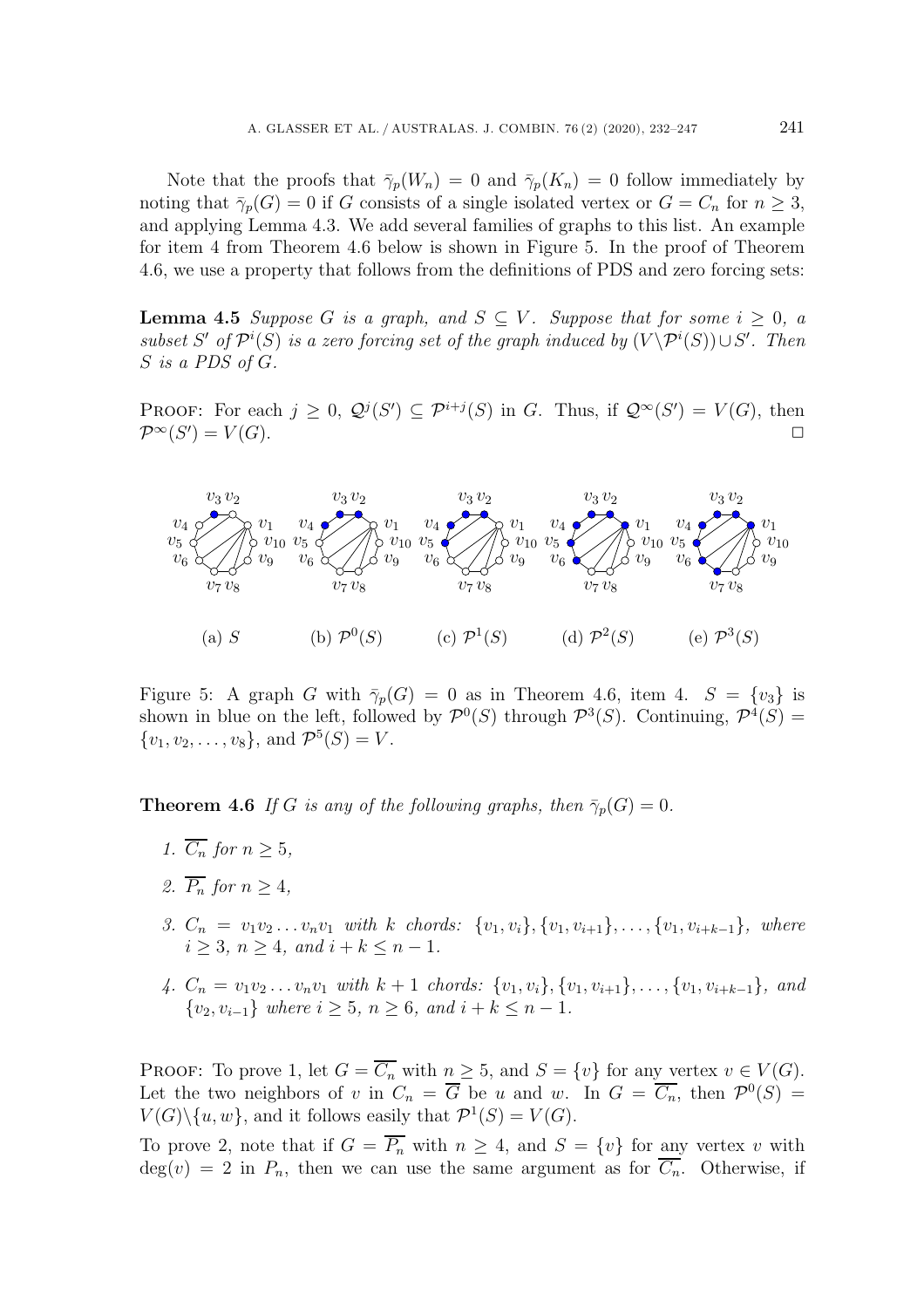Note that the proofs that $\bar{\gamma}_p(W_n) = 0$ and $\bar{\gamma}_p(K_n) = 0$ follow immediately by noting that $\bar{\gamma}_p(G) = 0$ if $G$ consists of a single isolated vertex or $G = C_n$ for $n \geq 3$, and applying Lemma 4.3. We add several families of graphs to this list. An example for item 4 from Theorem 4.6 below is shown in Figure 5. In the proof of Theorem 4.6, we use a property that follows from the definitions of PDS and zero forcing sets:

**Lemma 4.5** *Suppose $G$ is a graph, and $S \subseteq V$. Suppose that for some $i \geq 0$, a subset $S'$ of $\mathcal{P}^i(S)$ is a zero forcing set of the graph induced by $(V \setminus \mathcal{P}^i(S)) \cup S'$. Then $S$ is a PDS of $G$.*

Proof: For each $j \geq 0$, $\mathcal{Q}^j(S') \subseteq \mathcal{P}^{i+j}(S)$ in $G$. Thus, if $\mathcal{Q}^\infty(S') = V(G)$, then $\mathcal{P}^\infty(S') = V(G)$. □

(a) $S$ (b) $\mathcal{P}^0(S)$ (c) $\mathcal{P}^1(S)$ (d) $\mathcal{P}^2(S)$ (e) $\mathcal{P}^3(S)$

Figure 5: A graph $G$ with $\bar{\gamma}_p(G) = 0$ as in Theorem 4.6, item 4. $S = \{v_3\}$ is shown in blue on the left, followed by $\mathcal{P}^0(S)$ through $\mathcal{P}^3(S)$. Continuing, $\mathcal{P}^4(S) = \{v_1, v_2, \ldots, v_8\}$, and $\mathcal{P}^5(S) = V$.

**Theorem 4.6** *If $G$ is any of the following graphs, then $\bar{\gamma}_p(G) = 0$.*

1. *$\overline{C_n}$ for $n \geq 5$,*
2. *$\overline{P_n}$ for $n \geq 4$,*
3. *$C_n = v_1 v_2 \ldots v_n v_1$ with $k$ chords: $\{v_1, v_i\}, \{v_1, v_{i+1}\}, \ldots, \{v_1, v_{i+k-1}\}$, where $i \geq 3$, $n \geq 4$, and $i + k \leq n - 1$.*
4. *$C_n = v_1 v_2 \ldots v_n v_1$ with $k+1$ chords: $\{v_1, v_i\}, \{v_1, v_{i+1}\}, \ldots, \{v_1, v_{i+k-1}\}$, and $\{v_2, v_{i-1}\}$ where $i \geq 5$, $n \geq 6$, and $i + k \leq n - 1$.*

Proof: To prove 1, let $G = \overline{C_n}$ with $n \geq 5$, and $S = \{v\}$ for any vertex $v \in V(G)$. Let the two neighbors of $v$ in $C_n = \overline{G}$ be $u$ and $w$. In $G = \overline{C_n}$, then $\mathcal{P}^0(S) = V(G) \setminus \{u, w\}$, and it follows easily that $\mathcal{P}^1(S) = V(G)$.

To prove 2, note that if $G = \overline{P_n}$ with $n \geq 4$, and $S = \{v\}$ for any vertex $v$ with $\deg(v) = 2$ in $P_n$, then we can use the same argument as for $\overline{C_n}$. Otherwise, if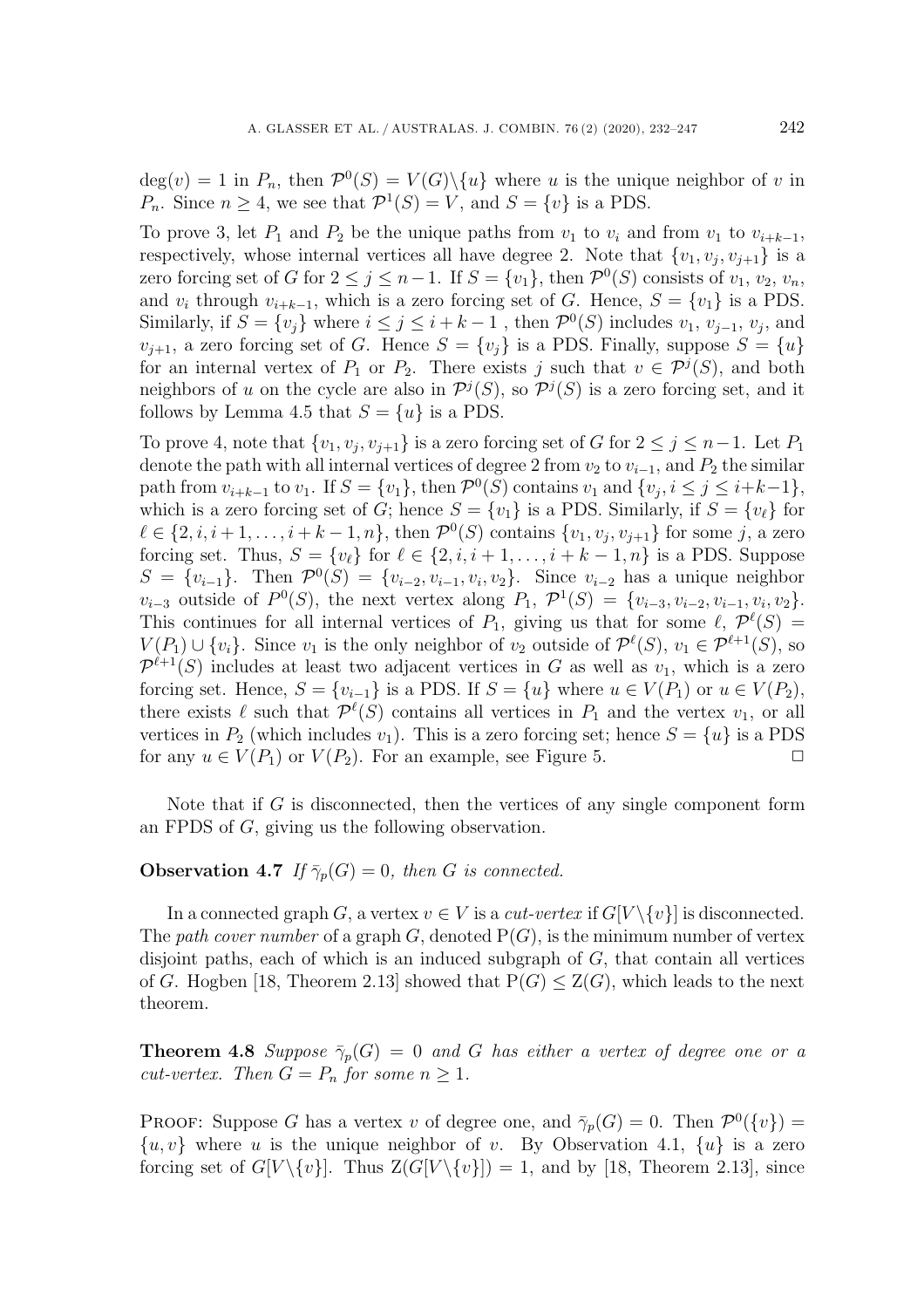$\deg(v) = 1$ in $P_n$, then $\mathcal{P}^0(S) = V(G)\backslash\{u\}$ where $u$ is the unique neighbor of $v$ in $P_n$. Since $n \geq 4$, we see that $\mathcal{P}^1(S) = V$, and $S = \{v\}$ is a PDS.

To prove 3, let $P_1$ and $P_2$ be the unique paths from $v_1$ to $v_i$ and from $v_1$ to $v_{i+k-1}$, respectively, whose internal vertices all have degree 2. Note that $\{v_1, v_j, v_{j+1}\}$ is a zero forcing set of $G$ for $2 \leq j \leq n-1$. If $S = \{v_1\}$, then $\mathcal{P}^0(S)$ consists of $v_1$, $v_2$, $v_n$, and $v_i$ through $v_{i+k-1}$, which is a zero forcing set of $G$. Hence, $S = \{v_1\}$ is a PDS. Similarly, if $S = \{v_j\}$ where $i \leq j \leq i+k-1$ , then $\mathcal{P}^0(S)$ includes $v_1$, $v_{j-1}$, $v_j$, and $v_{j+1}$, a zero forcing set of $G$. Hence $S = \{v_j\}$ is a PDS. Finally, suppose $S = \{u\}$ for an internal vertex of $P_1$ or $P_2$. There exists $j$ such that $v \in \mathcal{P}^j(S)$, and both neighbors of $u$ on the cycle are also in $\mathcal{P}^j(S)$, so $\mathcal{P}^j(S)$ is a zero forcing set, and it follows by Lemma 4.5 that $S = \{u\}$ is a PDS.

To prove 4, note that $\{v_1, v_j, v_{j+1}\}$ is a zero forcing set of $G$ for $2 \leq j \leq n-1$. Let $P_1$ denote the path with all internal vertices of degree 2 from $v_2$ to $v_{i-1}$, and $P_2$ the similar path from $v_{i+k-1}$ to $v_1$. If $S = \{v_1\}$, then $\mathcal{P}^0(S)$ contains $v_1$ and $\{v_j, i \leq j \leq i+k-1\}$, which is a zero forcing set of $G$; hence $S = \{v_1\}$ is a PDS. Similarly, if $S = \{v_\ell\}$ for $\ell \in \{2, i, i+1, \ldots, i+k-1, n\}$, then $\mathcal{P}^0(S)$ contains $\{v_1, v_j, v_{j+1}\}$ for some $j$, a zero forcing set. Thus, $S = \{v_\ell\}$ for $\ell \in \{2, i, i+1, \ldots, i+k-1, n\}$ is a PDS. Suppose $S = \{v_{i-1}\}$. Then $\mathcal{P}^0(S) = \{v_{i-2}, v_{i-1}, v_i, v_2\}$. Since $v_{i-2}$ has a unique neighbor $v_{i-3}$ outside of $P^0(S)$, the next vertex along $P_1$, $\mathcal{P}^1(S) = \{v_{i-3}, v_{i-2}, v_{i-1}, v_i, v_2\}$. This continues for all internal vertices of $P_1$, giving us that for some $\ell$, $\mathcal{P}^\ell(S) = V(P_1) \cup \{v_i\}$. Since $v_1$ is the only neighbor of $v_2$ outside of $\mathcal{P}^\ell(S)$, $v_1 \in \mathcal{P}^{\ell+1}(S)$, so $\mathcal{P}^{\ell+1}(S)$ includes at least two adjacent vertices in $G$ as well as $v_1$, which is a zero forcing set. Hence, $S = \{v_{i-1}\}$ is a PDS. If $S = \{u\}$ where $u \in V(P_1)$ or $u \in V(P_2)$, there exists $\ell$ such that $\mathcal{P}^\ell(S)$ contains all vertices in $P_1$ and the vertex $v_1$, or all vertices in $P_2$ (which includes $v_1$). This is a zero forcing set; hence $S = \{u\}$ is a PDS for any $u \in V(P_1)$ or $V(P_2)$. For an example, see Figure 5. □

Note that if $G$ is disconnected, then the vertices of any single component form an FPDS of $G$, giving us the following observation.

**Observation 4.7** *If $\bar{\gamma}_p(G) = 0$, then $G$ is connected.*

In a connected graph $G$, a vertex $v \in V$ is a *cut-vertex* if $G[V\backslash\{v\}]$ is disconnected. The *path cover number* of a graph $G$, denoted $\mathrm{P}(G)$, is the minimum number of vertex disjoint paths, each of which is an induced subgraph of $G$, that contain all vertices of $G$. Hogben [18, Theorem 2.13] showed that $\mathrm{P}(G) \leq \mathrm{Z}(G)$, which leads to the next theorem.

**Theorem 4.8** *Suppose $\bar{\gamma}_p(G) = 0$ and $G$ has either a vertex of degree one or a cut-vertex. Then $G = P_n$ for some $n \geq 1$.*

Proof: Suppose $G$ has a vertex $v$ of degree one, and $\bar{\gamma}_p(G) = 0$. Then $\mathcal{P}^0(\{v\}) = \{u, v\}$ where $u$ is the unique neighbor of $v$. By Observation 4.1, $\{u\}$ is a zero forcing set of $G[V\backslash\{v\}]$. Thus $\mathrm{Z}(G[V\backslash\{v\}]) = 1$, and by [18, Theorem 2.13], since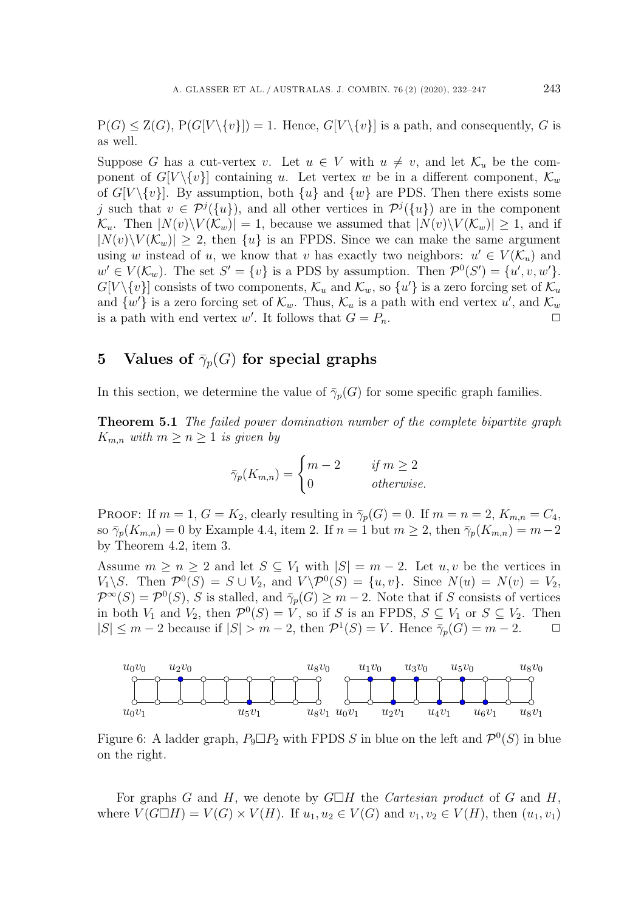$\mathrm{P}(G) \leq \mathrm{Z}(G)$, $\mathrm{P}(G[V\backslash\{v\}]) = 1$. Hence, $G[V\backslash\{v\}]$ is a path, and consequently, $G$ is as well.

Suppose $G$ has a cut-vertex $v$. Let $u \in V$ with $u \neq v$, and let $\mathcal{K}_u$ be the component of $G[V\backslash\{v\}]$ containing $u$. Let vertex $w$ be in a different component, $\mathcal{K}_w$ of $G[V\backslash\{v\}]$. By assumption, both $\{u\}$ and $\{w\}$ are PDS. Then there exists some $j$ such that $v \in \mathcal{P}^j(\{u\})$, and all other vertices in $\mathcal{P}^j(\{u\})$ are in the component $\mathcal{K}_u$. Then $|N(v)\backslash V(\mathcal{K}_w)| = 1$, because we assumed that $|N(v)\backslash V(\mathcal{K}_w)| \geq 1$, and if $|N(v)\backslash V(\mathcal{K}_w)| \geq 2$, then $\{u\}$ is an FPDS. Since we can make the same argument using $w$ instead of $u$, we know that $v$ has exactly two neighbors: $u' \in V(\mathcal{K}_u)$ and $w' \in V(\mathcal{K}_w)$. The set $S' = \{v\}$ is a PDS by assumption. Then $\mathcal{P}^0(S') = \{u', v, w'\}$. $G[V\backslash\{v\}]$ consists of two components, $\mathcal{K}_u$ and $\mathcal{K}_w$, so $\{u'\}$ is a zero forcing set of $\mathcal{K}_u$ and $\{w'\}$ is a zero forcing set of $\mathcal{K}_w$. Thus, $\mathcal{K}_u$ is a path with end vertex $u'$, and $\mathcal{K}_w$ is a path with end vertex $w'$. It follows that $G = P_n$. □

## 5 Values of $\bar{\gamma}_p(G)$ for special graphs

In this section, we determine the value of $\bar{\gamma}_p(G)$ for some specific graph families.

**Theorem 5.1** *The failed power domination number of the complete bipartite graph $K_{m,n}$ with $m \geq n \geq 1$ is given by*

$$\bar{\gamma}_p(K_{m,n}) = \begin{cases} m-2 & \text{if } m \geq 2 \\ 0 & \text{otherwise.} \end{cases}$$

Proof: If $m = 1$, $G = K_2$, clearly resulting in $\bar{\gamma}_p(G) = 0$. If $m = n = 2$, $K_{m,n} = C_4$, so $\bar{\gamma}_p(K_{m,n}) = 0$ by Example 4.4, item 2. If $n = 1$ but $m \geq 2$, then $\bar{\gamma}_p(K_{m,n}) = m-2$ by Theorem 4.2, item 3.

Assume $m \geq n \geq 2$ and let $S \subseteq V_1$ with $|S| = m-2$. Let $u, v$ be the vertices in $V_1\backslash S$. Then $\mathcal{P}^0(S) = S \cup V_2$, and $V\backslash\mathcal{P}^0(S) = \{u, v\}$. Since $N(u) = N(v) = V_2$, $\mathcal{P}^\infty(S) = \mathcal{P}^0(S)$, $S$ is stalled, and $\bar{\gamma}_p(G) \geq m-2$. Note that if $S$ consists of vertices in both $V_1$ and $V_2$, then $\mathcal{P}^0(S) = V$, so if $S$ is an FPDS, $S \subseteq V_1$ or $S \subseteq V_2$. Then $|S| \leq m-2$ because if $|S| > m-2$, then $\mathcal{P}^1(S) = V$. Hence $\bar{\gamma}_p(G) = m-2$. □

Figure 6: A ladder graph, $P_9 \square P_2$ with FPDS $S$ in blue on the left and $\mathcal{P}^0(S)$ in blue on the right.

For graphs $G$ and $H$, we denote by $G\square H$ the *Cartesian product* of $G$ and $H$, where $V(G\square H) = V(G) \times V(H)$. If $u_1, u_2 \in V(G)$ and $v_1, v_2 \in V(H)$, then $(u_1, v_1)$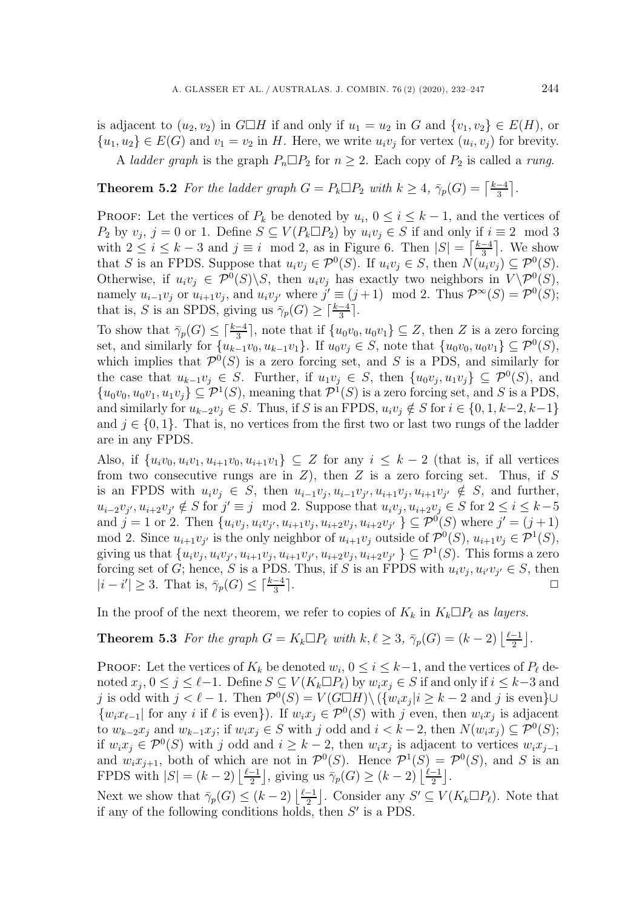is adjacent to $(u_2, v_2)$ in $G\Box H$ if and only if $u_1 = u_2$ in $G$ and $\{v_1, v_2\} \in E(H)$, or $\{u_1, u_2\} \in E(G)$ and $v_1 = v_2$ in $H$. Here, we write $u_iv_j$ for vertex $(u_i, v_j)$ for brevity.

A *ladder graph* is the graph $P_n\Box P_2$ for $n \geq 2$. Each copy of $P_2$ is called a *rung*.

**Theorem 5.2** *For the ladder graph $G = P_k\Box P_2$ with $k \geq 4$, $\bar{\gamma}_p(G) = \left\lceil \frac{k-4}{3} \right\rceil$.*

Proof: Let the vertices of $P_k$ be denoted by $u_i$, $0 \leq i \leq k-1$, and the vertices of $P_2$ by $v_j$, $j = 0$ or $1$. Define $S \subseteq V(P_k\Box P_2)$ by $u_iv_j \in S$ if and only if $i \equiv 2 \mod 3$ with $2 \leq i \leq k-3$ and $j \equiv i \mod 2$, as in Figure 6. Then $|S| = \left\lceil \frac{k-4}{3} \right\rceil$. We show that $S$ is an FPDS. Suppose that $u_iv_j \in \mathcal{P}^0(S)$. If $u_iv_j \in S$, then $N(u_iv_j) \subseteq \mathcal{P}^0(S)$. Otherwise, if $u_iv_j \in \mathcal{P}^0(S)\backslash S$, then $u_iv_j$ has exactly two neighbors in $V\backslash\mathcal{P}^0(S)$, namely $u_{i-1}v_j$ or $u_{i+1}v_j$, and $u_iv_{j'}$ where $j' \equiv (j+1) \mod 2$. Thus $\mathcal{P}^\infty(S) = \mathcal{P}^0(S)$; that is, $S$ is an SPDS, giving us $\bar{\gamma}_p(G) \geq \lceil \frac{k-4}{3} \rceil$.

To show that $\bar{\gamma}_p(G) \leq \lceil \frac{k-4}{3} \rceil$, note that if $\{u_0v_0, u_0v_1\} \subseteq Z$, then $Z$ is a zero forcing set, and similarly for $\{u_{k-1}v_0, u_{k-1}v_1\}$. If $u_0v_j \in S$, note that $\{u_0v_0, u_0v_1\} \subseteq \mathcal{P}^0(S)$, which implies that $\mathcal{P}^0(S)$ is a zero forcing set, and $S$ is a PDS, and similarly for the case that $u_{k-1}v_j \in S$. Further, if $u_1v_j \in S$, then $\{u_0v_j, u_1v_j\} \subseteq \mathcal{P}^0(S)$, and $\{u_0v_0, u_0v_1, u_1v_j\} \subseteq \mathcal{P}^1(S)$, meaning that $\mathcal{P}^1(S)$ is a zero forcing set, and $S$ is a PDS, and similarly for $u_{k-2}v_j \in S$. Thus, if $S$ is an FPDS, $u_iv_j \notin S$ for $i \in \{0, 1, k-2, k-1\}$ and $j \in \{0, 1\}$. That is, no vertices from the first two or last two rungs of the ladder are in any FPDS.

Also, if $\{u_iv_0, u_iv_1, u_{i+1}v_0, u_{i+1}v_1\} \subseteq Z$ for any $i \leq k-2$ (that is, if all vertices from two consecutive rungs are in $Z$), then $Z$ is a zero forcing set. Thus, if $S$ is an FPDS with $u_iv_j \in S$, then $u_{i-1}v_j, u_{i-1}v_{j'}, u_{i+1}v_j, u_{i+1}v_{j'} \notin S$, and further, $u_{i-2}v_{j'}, u_{i+2}v_{j'} \notin S$ for $j' \equiv j \mod 2$. Suppose that $u_iv_j, u_{i+2}v_j \in S$ for $2 \leq i \leq k-5$ and $j = 1$ or $2$. Then $\{u_iv_j, u_iv_{j'}, u_{i+1}v_j, u_{i+2}v_j, u_{i+2}v_{j'}\} \subseteq \mathcal{P}^0(S)$ where $j' = (j+1) \mod 2$. Since $u_{i+1}v_{j'}$ is the only neighbor of $u_{i+1}v_j$ outside of $\mathcal{P}^0(S)$, $u_{i+1}v_j \in \mathcal{P}^1(S)$, giving us that $\{u_iv_j, u_iv_{j'}, u_{i+1}v_j, u_{i+1}v_{j'}, u_{i+2}v_j, u_{i+2}v_{j'}\} \subseteq \mathcal{P}^1(S)$. This forms a zero forcing set of $G$; hence, $S$ is a PDS. Thus, if $S$ is an FPDS with $u_iv_j, u_{i'}v_{j'} \in S$, then $|i - i'| \geq 3$. That is, $\bar{\gamma}_p(G) \leq \lceil \frac{k-4}{3} \rceil$. □

In the proof of the next theorem, we refer to copies of $K_k$ in $K_k\Box P_\ell$ as *layers*.

**Theorem 5.3** *For the graph $G = K_k\Box P_\ell$ with $k, \ell \geq 3$, $\bar{\gamma}_p(G) = (k-2) \left\lfloor \frac{\ell-1}{2} \right\rfloor$.*

Proof: Let the vertices of $K_k$ be denoted $w_i$, $0 \leq i \leq k-1$, and the vertices of $P_\ell$ denoted $x_j$, $0 \leq j \leq \ell-1$. Define $S \subseteq V(K_k\Box P_\ell)$ by $w_ix_j \in S$ if and only if $i \leq k-3$ and $j$ is odd with $j < \ell - 1$. Then $\mathcal{P}^0(S) = V(G\Box H)\backslash(\{w_ix_j | i \geq k-2 \text{ and } j \text{ is even}\} \cup \{w_ix_{\ell-1} | \text{ for any } i \text{ if } \ell \text{ is even}\})$. If $w_ix_j \in \mathcal{P}^0(S)$ with $j$ even, then $w_ix_j$ is adjacent to $w_{k-2}x_j$ and $w_{k-1}x_j$; if $w_ix_j \in S$ with $j$ odd and $i < k-2$, then $N(w_ix_j) \subseteq \mathcal{P}^0(S)$; if $w_ix_j \in \mathcal{P}^0(S)$ with $j$ odd and $i \geq k-2$, then $w_ix_j$ is adjacent to vertices $w_ix_{j-1}$ and $w_ix_{j+1}$, both of which are not in $\mathcal{P}^0(S)$. Hence $\mathcal{P}^1(S) = \mathcal{P}^0(S)$, and $S$ is an FPDS with $|S| = (k-2) \left\lfloor \frac{\ell-1}{2} \right\rfloor$, giving us $\bar{\gamma}_p(G) \geq (k-2) \left\lfloor \frac{\ell-1}{2} \right\rfloor$.

Next we show that $\bar{\gamma}_p(G) \leq (k-2) \left\lfloor \frac{\ell-1}{2} \right\rfloor$. Consider any $S' \subseteq V(K_k\Box P_\ell)$. Note that if any of the following conditions holds, then $S'$ is a PDS.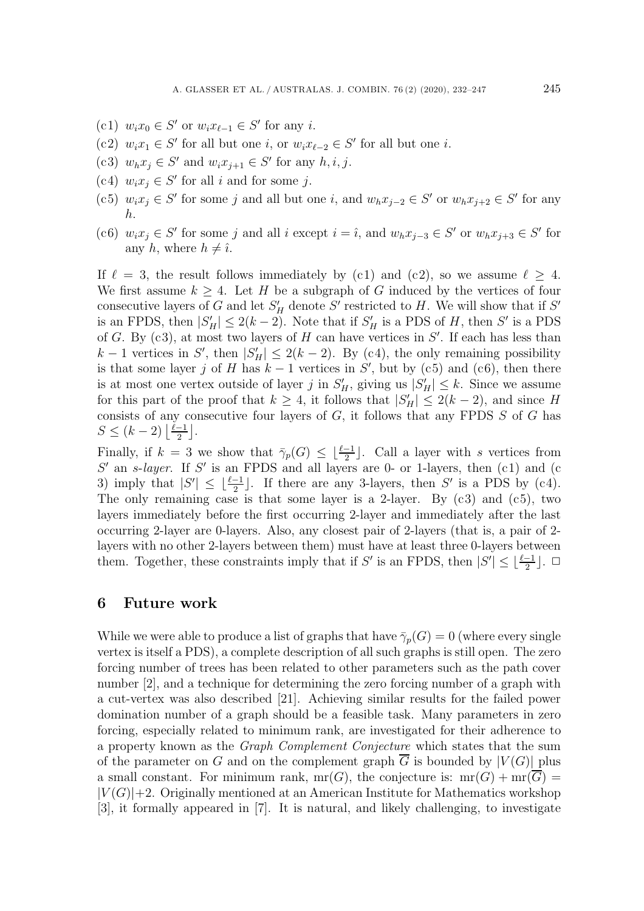- (c1) $w_i x_0 \in S'$ or $w_i x_{\ell-1} \in S'$ for any $i$.
- (c2) $w_i x_1 \in S'$ for all but one $i$, or $w_i x_{\ell-2} \in S'$ for all but one $i$.
- (c3) $w_h x_j \in S'$ and $w_i x_{j+1} \in S'$ for any $h, i, j$.
- (c4) $w_i x_j \in S'$ for all $i$ and for some $j$.
- (c5) $w_i x_j \in S'$ for some $j$ and all but one $i$, and $w_h x_{j-2} \in S'$ or $w_h x_{j+2} \in S'$ for any $h$.
- (c6) $w_i x_j \in S'$ for some $j$ and all $i$ except $i = \hat{\imath}$, and $w_h x_{j-3} \in S'$ or $w_h x_{j+3} \in S'$ for any $h$, where $h \neq \hat{\imath}$.

If $\ell = 3$, the result follows immediately by (c1) and (c2), so we assume $\ell \geq 4$. We first assume $k \geq 4$. Let $H$ be a subgraph of $G$ induced by the vertices of four consecutive layers of $G$ and let $S'_H$ denote $S'$ restricted to $H$. We will show that if $S'$ is an FPDS, then $|S'_H| \leq 2(k-2)$. Note that if $S'_H$ is a PDS of $H$, then $S'$ is a PDS of $G$. By (c3), at most two layers of $H$ can have vertices in $S'$. If each has less than $k-1$ vertices in $S'$, then $|S'_H| \leq 2(k-2)$. By (c4), the only remaining possibility is that some layer $j$ of $H$ has $k-1$ vertices in $S'$, but by (c5) and (c6), then there is at most one vertex outside of layer $j$ in $S'_H$, giving us $|S'_H| \leq k$. Since we assume for this part of the proof that $k \geq 4$, it follows that $|S'_H| \leq 2(k-2)$, and since $H$ consists of any consecutive four layers of $G$, it follows that any FPDS $S$ of $G$ has $S \leq (k-2) \left\lfloor \frac{\ell-1}{2} \right\rfloor$.

Finally, if $k = 3$ we show that $\bar{\gamma}_p(G) \leq \lfloor \frac{\ell-1}{2} \rfloor$. Call a layer with $s$ vertices from $S'$ an *s-layer*. If $S'$ is an FPDS and all layers are 0- or 1-layers, then (c1) and (c 3) imply that $|S'| \leq \lfloor \frac{\ell-1}{2} \rfloor$. If there are any 3-layers, then $S'$ is a PDS by (c4). The only remaining case is that some layer is a 2-layer. By (c3) and (c5), two layers immediately before the first occurring 2-layer and immediately after the last occurring 2-layer are 0-layers. Also, any closest pair of 2-layers (that is, a pair of 2-layers with no other 2-layers between them) must have at least three 0-layers between them. Together, these constraints imply that if $S'$ is an FPDS, then $|S'| \leq \lfloor \frac{\ell-1}{2} \rfloor$. □

## 6 Future work

While we were able to produce a list of graphs that have $\bar{\gamma}_p(G) = 0$ (where every single vertex is itself a PDS), a complete description of all such graphs is still open. The zero forcing number of trees has been related to other parameters such as the path cover number [2], and a technique for determining the zero forcing number of a graph with a cut-vertex was also described [21]. Achieving similar results for the failed power domination number of a graph should be a feasible task. Many parameters in zero forcing, especially related to minimum rank, are investigated for their adherence to a property known as the *Graph Complement Conjecture* which states that the sum of the parameter on $G$ and on the complement graph $\overline{G}$ is bounded by $|V(G)|$ plus a small constant. For minimum rank, $\text{mr}(G)$, the conjecture is: $\text{mr}(G) + \text{mr}(\overline{G}) = |V(G)|+2$. Originally mentioned at an American Institute for Mathematics workshop [3], it formally appeared in [7]. It is natural, and likely challenging, to investigate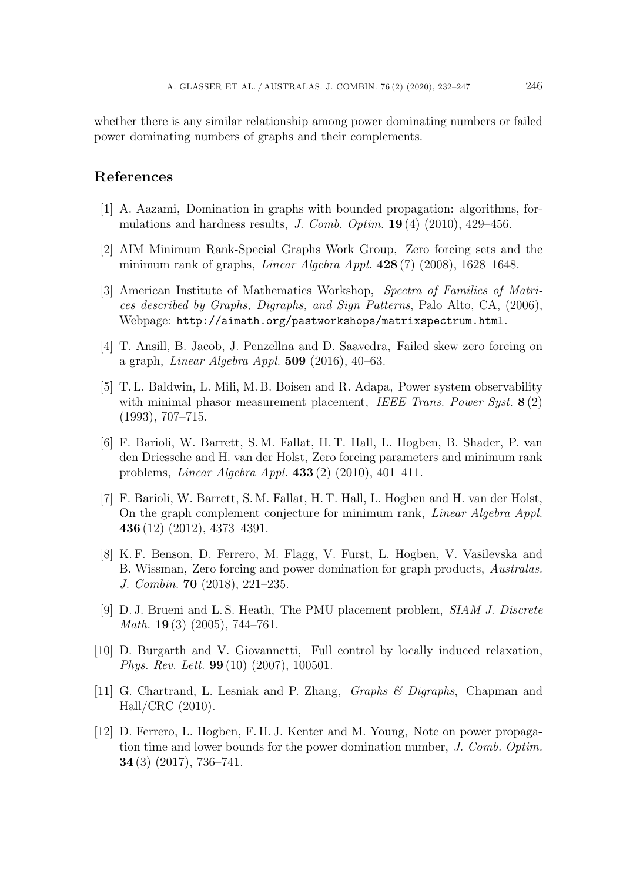whether there is any similar relationship among power dominating numbers or failed power dominating numbers of graphs and their complements.

## References

[1] A. Aazami, Domination in graphs with bounded propagation: algorithms, formulations and hardness results, *J. Comb. Optim.* **19** (4) (2010), 429–456.

[2] AIM Minimum Rank-Special Graphs Work Group, Zero forcing sets and the minimum rank of graphs, *Linear Algebra Appl.* **428** (7) (2008), 1628–1648.

[3] American Institute of Mathematics Workshop, *Spectra of Families of Matrices described by Graphs, Digraphs, and Sign Patterns*, Palo Alto, CA, (2006), Webpage: `http://aimath.org/pastworkshops/matrixspectrum.html`.

[4] T. Ansill, B. Jacob, J. Penzellna and D. Saavedra, Failed skew zero forcing on a graph, *Linear Algebra Appl.* **509** (2016), 40–63.

[5] T. L. Baldwin, L. Mili, M. B. Boisen and R. Adapa, Power system observability with minimal phasor measurement placement, *IEEE Trans. Power Syst.* **8** (2) (1993), 707–715.

[6] F. Barioli, W. Barrett, S. M. Fallat, H. T. Hall, L. Hogben, B. Shader, P. van den Driessche and H. van der Holst, Zero forcing parameters and minimum rank problems, *Linear Algebra Appl.* **433** (2) (2010), 401–411.

[7] F. Barioli, W. Barrett, S. M. Fallat, H. T. Hall, L. Hogben and H. van der Holst, On the graph complement conjecture for minimum rank, *Linear Algebra Appl.* **436** (12) (2012), 4373–4391.

[8] K. F. Benson, D. Ferrero, M. Flagg, V. Furst, L. Hogben, V. Vasilevska and B. Wissman, Zero forcing and power domination for graph products, *Australas. J. Combin.* **70** (2018), 221–235.

[9] D. J. Brueni and L. S. Heath, The PMU placement problem, *SIAM J. Discrete Math.* **19** (3) (2005), 744–761.

[10] D. Burgarth and V. Giovannetti, Full control by locally induced relaxation, *Phys. Rev. Lett.* **99** (10) (2007), 100501.

[11] G. Chartrand, L. Lesniak and P. Zhang, *Graphs & Digraphs*, Chapman and Hall/CRC (2010).

[12] D. Ferrero, L. Hogben, F. H. J. Kenter and M. Young, Note on power propagation time and lower bounds for the power domination number, *J. Comb. Optim.* **34** (3) (2017), 736–741.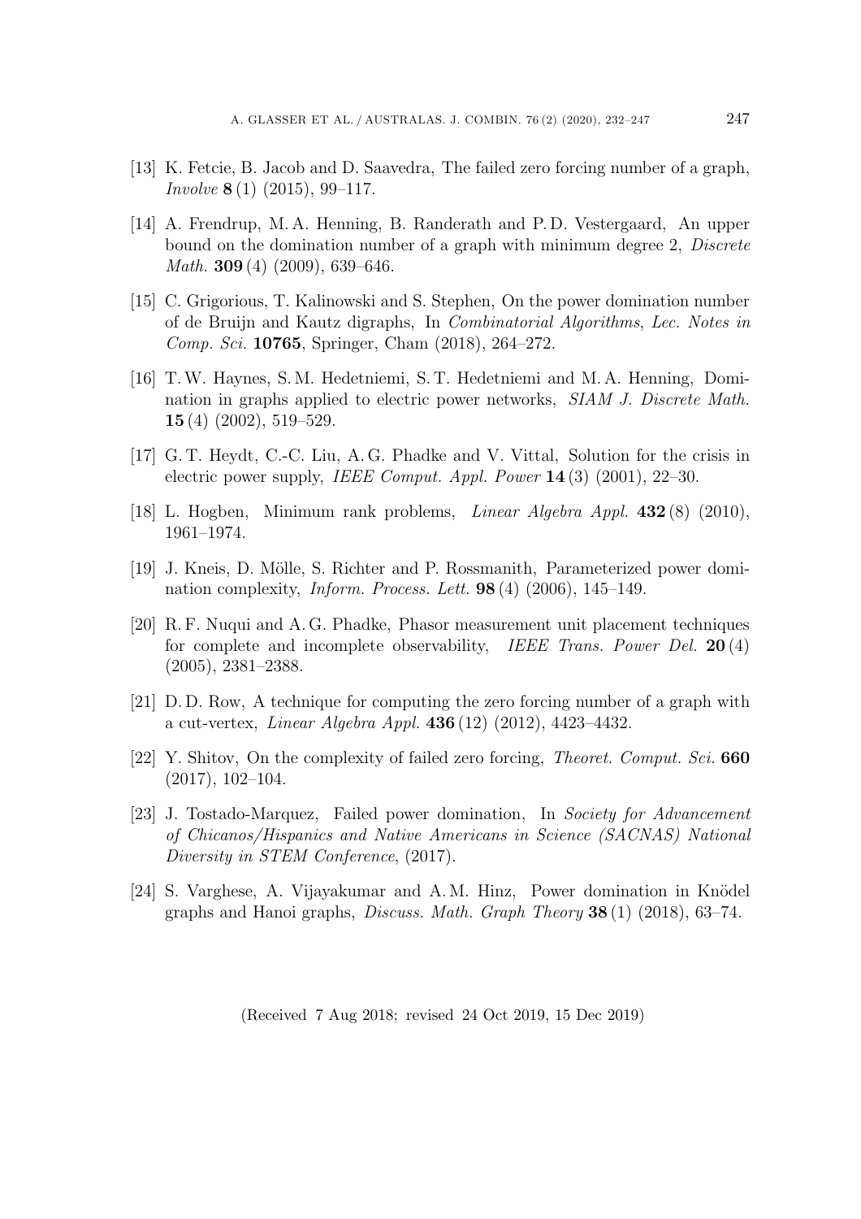[13] K. Fetcie, B. Jacob and D. Saavedra, The failed zero forcing number of a graph, *Involve* **8** (1) (2015), 99–117.

[14] A. Frendrup, M. A. Henning, B. Randerath and P. D. Vestergaard, An upper bound on the domination number of a graph with minimum degree 2, *Discrete Math.* **309** (4) (2009), 639–646.

[15] C. Grigorious, T. Kalinowski and S. Stephen, On the power domination number of de Bruijn and Kautz digraphs, In *Combinatorial Algorithms*, *Lec. Notes in Comp. Sci.* **10765**, Springer, Cham (2018), 264–272.

[16] T. W. Haynes, S. M. Hedetniemi, S. T. Hedetniemi and M. A. Henning, Domination in graphs applied to electric power networks, *SIAM J. Discrete Math.* **15** (4) (2002), 519–529.

[17] G. T. Heydt, C.-C. Liu, A. G. Phadke and V. Vittal, Solution for the crisis in electric power supply, *IEEE Comput. Appl. Power* **14** (3) (2001), 22–30.

[18] L. Hogben, Minimum rank problems, *Linear Algebra Appl.* **432** (8) (2010), 1961–1974.

[19] J. Kneis, D. Mölle, S. Richter and P. Rossmanith, Parameterized power domination complexity, *Inform. Process. Lett.* **98** (4) (2006), 145–149.

[20] R. F. Nuqui and A. G. Phadke, Phasor measurement unit placement techniques for complete and incomplete observability, *IEEE Trans. Power Del.* **20** (4) (2005), 2381–2388.

[21] D. D. Row, A technique for computing the zero forcing number of a graph with a cut-vertex, *Linear Algebra Appl.* **436** (12) (2012), 4423–4432.

[22] Y. Shitov, On the complexity of failed zero forcing, *Theoret. Comput. Sci.* **660** (2017), 102–104.

[23] J. Tostado-Marquez, Failed power domination, In *Society for Advancement of Chicanos/Hispanics and Native Americans in Science (SACNAS) National Diversity in STEM Conference*, (2017).

[24] S. Varghese, A. Vijayakumar and A. M. Hinz, Power domination in Knödel graphs and Hanoi graphs, *Discuss. Math. Graph Theory* **38** (1) (2018), 63–74.

(Received 7 Aug 2018; revised 24 Oct 2019, 15 Dec 2019)